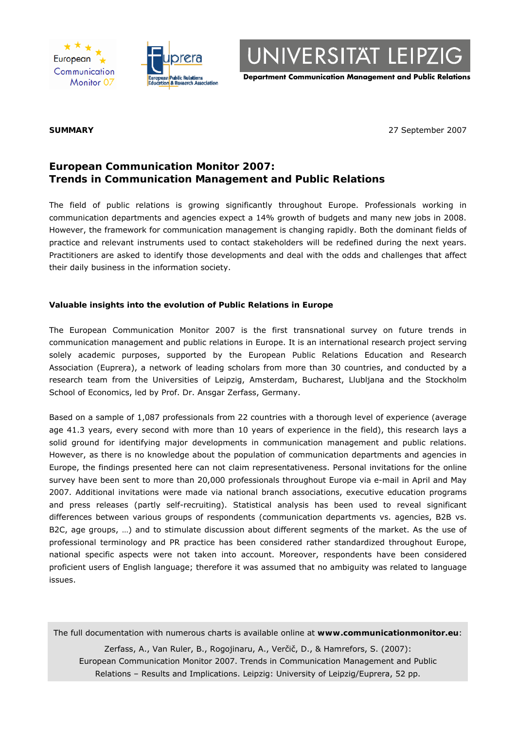European Communication Monitor 07

Euprera – European Public Relations Education & Research Association

UNIVERSITÄT LEIPZIG
**Department Communication Management and Public Relations**

**SUMMARY** 27 September 2007

## European Communication Monitor 2007: Trends in Communication Management and Public Relations

The field of public relations is growing significantly throughout Europe. Professionals working in communication departments and agencies expect a 14% growth of budgets and many new jobs in 2008. However, the framework for communication management is changing rapidly. Both the dominant fields of practice and relevant instruments used to contact stakeholders will be redefined during the next years. Practitioners are asked to identify those developments and deal with the odds and challenges that affect their daily business in the information society.

### Valuable insights into the evolution of Public Relations in Europe

The European Communication Monitor 2007 is the first transnational survey on future trends in communication management and public relations in Europe. It is an international research project serving solely academic purposes, supported by the European Public Relations Education and Research Association (Euprera), a network of leading scholars from more than 30 countries, and conducted by a research team from the Universities of Leipzig, Amsterdam, Bucharest, Llubljana and the Stockholm School of Economics, led by Prof. Dr. Ansgar Zerfass, Germany.

Based on a sample of 1,087 professionals from 22 countries with a thorough level of experience (average age 41.3 years, every second with more than 10 years of experience in the field), this research lays a solid ground for identifying major developments in communication management and public relations. However, as there is no knowledge about the population of communication departments and agencies in Europe, the findings presented here can not claim representativeness. Personal invitations for the online survey have been sent to more than 20,000 professionals throughout Europe via e-mail in April and May 2007. Additional invitations were made via national branch associations, executive education programs and press releases (partly self-recruiting). Statistical analysis has been used to reveal significant differences between various groups of respondents (communication departments vs. agencies, B2B vs. B2C, age groups, …) and to stimulate discussion about different segments of the market. As the use of professional terminology and PR practice has been considered rather standardized throughout Europe, national specific aspects were not taken into account. Moreover, respondents have been considered proficient users of English language; therefore it was assumed that no ambiguity was related to language issues.

The full documentation with numerous charts is available online at **www.communicationmonitor.eu**:

Zerfass, A., Van Ruler, B., Rogojinaru, A., Verčič, D., & Hamrefors, S. (2007): European Communication Monitor 2007. Trends in Communication Management and Public Relations – Results and Implications. Leipzig: University of Leipzig/Euprera, 52 pp.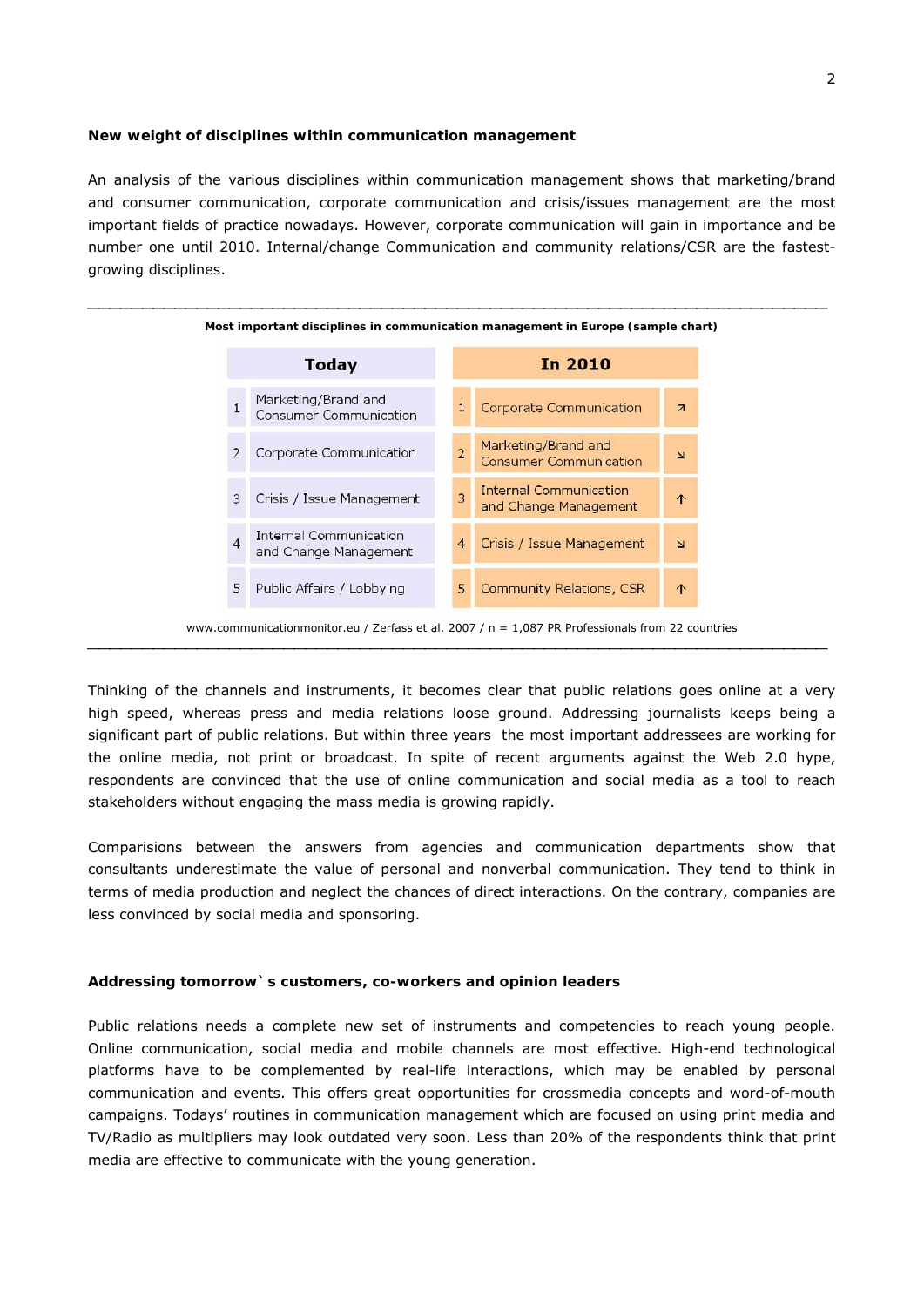### New weight of disciplines within communication management

An analysis of the various disciplines within communication management shows that marketing/brand and consumer communication, corporate communication and crisis/issues management are the most important fields of practice nowadays. However, corporate communication will gain in importance and be number one until 2010. Internal/change Communication and community relations/CSR are the fastest-growing disciplines.

**Most important disciplines in communication management in Europe (sample chart)**

| | Today | | In 2010 | |
|---|---|---|---|---|
| 1 | Marketing/Brand and Consumer Communication | 1 | Corporate Communication | ↗ |
| 2 | Corporate Communication | 2 | Marketing/Brand and Consumer Communication | ↘ |
| 3 | Crisis / Issue Management | 3 | Internal Communication and Change Management | ↑ |
| 4 | Internal Communication and Change Management | 4 | Crisis / Issue Management | ↘ |
| 5 | Public Affairs / Lobbying | 5 | Community Relations, CSR | ↑ |

www.communicationmonitor.eu / Zerfass et al. 2007 / n = 1,087 PR Professionals from 22 countries

Thinking of the channels and instruments, it becomes clear that public relations goes online at a very high speed, whereas press and media relations loose ground. Addressing journalists keeps being a significant part of public relations. But within three years the most important addressees are working for the online media, not print or broadcast. In spite of recent arguments against the Web 2.0 hype, respondents are convinced that the use of online communication and social media as a tool to reach stakeholders without engaging the mass media is growing rapidly.

Comparisions between the answers from agencies and communication departments show that consultants underestimate the value of personal and nonverbal communication. They tend to think in terms of media production and neglect the chances of direct interactions. On the contrary, companies are less convinced by social media and sponsoring.

### Addressing tomorrow` s customers, co-workers and opinion leaders

Public relations needs a complete new set of instruments and competencies to reach young people. Online communication, social media and mobile channels are most effective. High-end technological platforms have to be complemented by real-life interactions, which may be enabled by personal communication and events. This offers great opportunities for crossmedia concepts and word-of-mouth campaigns. Todays' routines in communication management which are focused on using print media and TV/Radio as multipliers may look outdated very soon. Less than 20% of the respondents think that print media are effective to communicate with the young generation.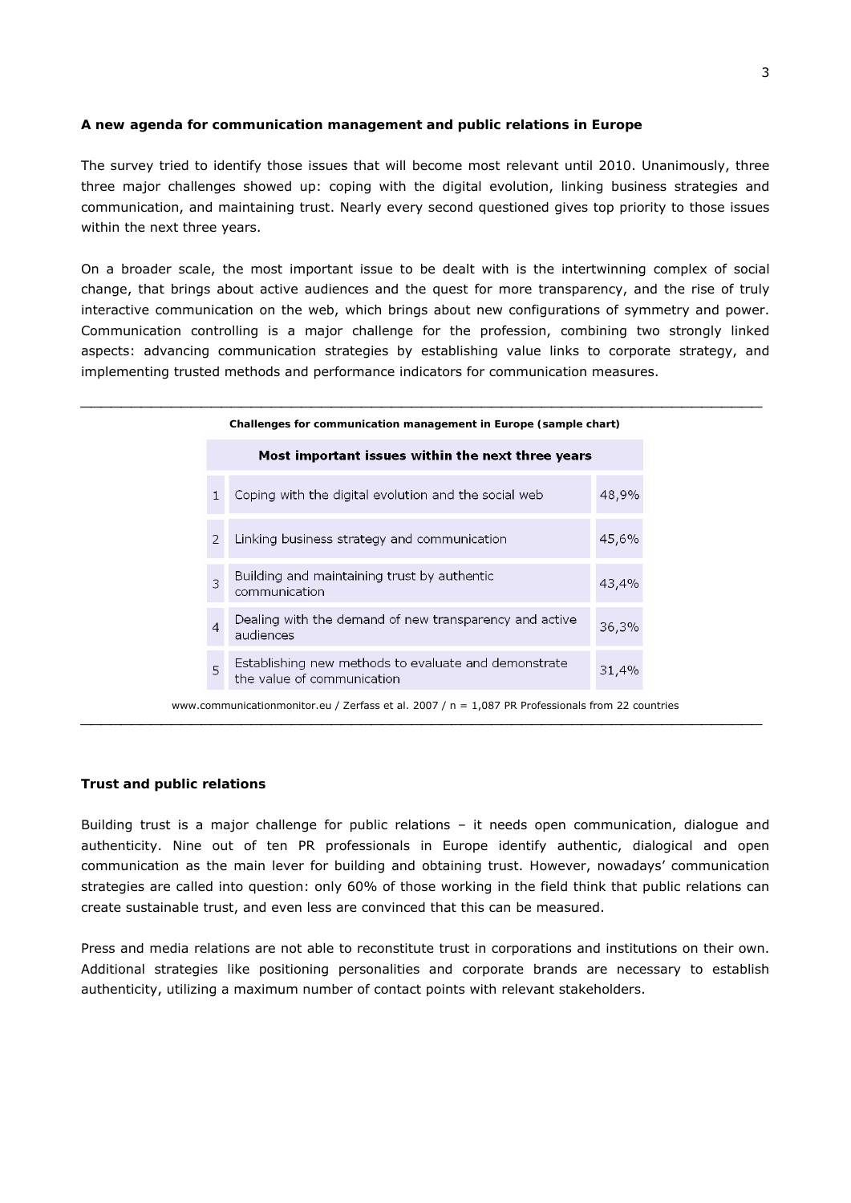**A new agenda for communication management and public relations in Europe**

The survey tried to identify those issues that will become most relevant until 2010. Unanimously, three three major challenges showed up: coping with the digital evolution, linking business strategies and communication, and maintaining trust. Nearly every second questioned gives top priority to those issues within the next three years.

On a broader scale, the most important issue to be dealt with is the intertwinning complex of social change, that brings about active audiences and the quest for more transparency, and the rise of truly interactive communication on the web, which brings about new configurations of symmetry and power. Communication controlling is a major challenge for the profession, combining two strongly linked aspects: advancing communication strategies by establishing value links to corporate strategy, and implementing trusted methods and performance indicators for communication measures.

**Challenges for communication management in Europe (sample chart)**

| Most important issues within the next three years | | |
|---|---|---|
| 1 | Coping with the digital evolution and the social web | 48,9% |
| 2 | Linking business strategy and communication | 45,6% |
| 3 | Building and maintaining trust by authentic communication | 43,4% |
| 4 | Dealing with the demand of new transparency and active audiences | 36,3% |
| 5 | Establishing new methods to evaluate and demonstrate the value of communication | 31,4% |

www.communicationmonitor.eu / Zerfass et al. 2007 / n = 1,087 PR Professionals from 22 countries

**Trust and public relations**

Building trust is a major challenge for public relations – it needs open communication, dialogue and authenticity. Nine out of ten PR professionals in Europe identify authentic, dialogical and open communication as the main lever for building and obtaining trust. However, nowadays' communication strategies are called into question: only 60% of those working in the field think that public relations can create sustainable trust, and even less are convinced that this can be measured.

Press and media relations are not able to reconstitute trust in corporations and institutions on their own. Additional strategies like positioning personalities and corporate brands are necessary to establish authenticity, utilizing a maximum number of contact points with relevant stakeholders.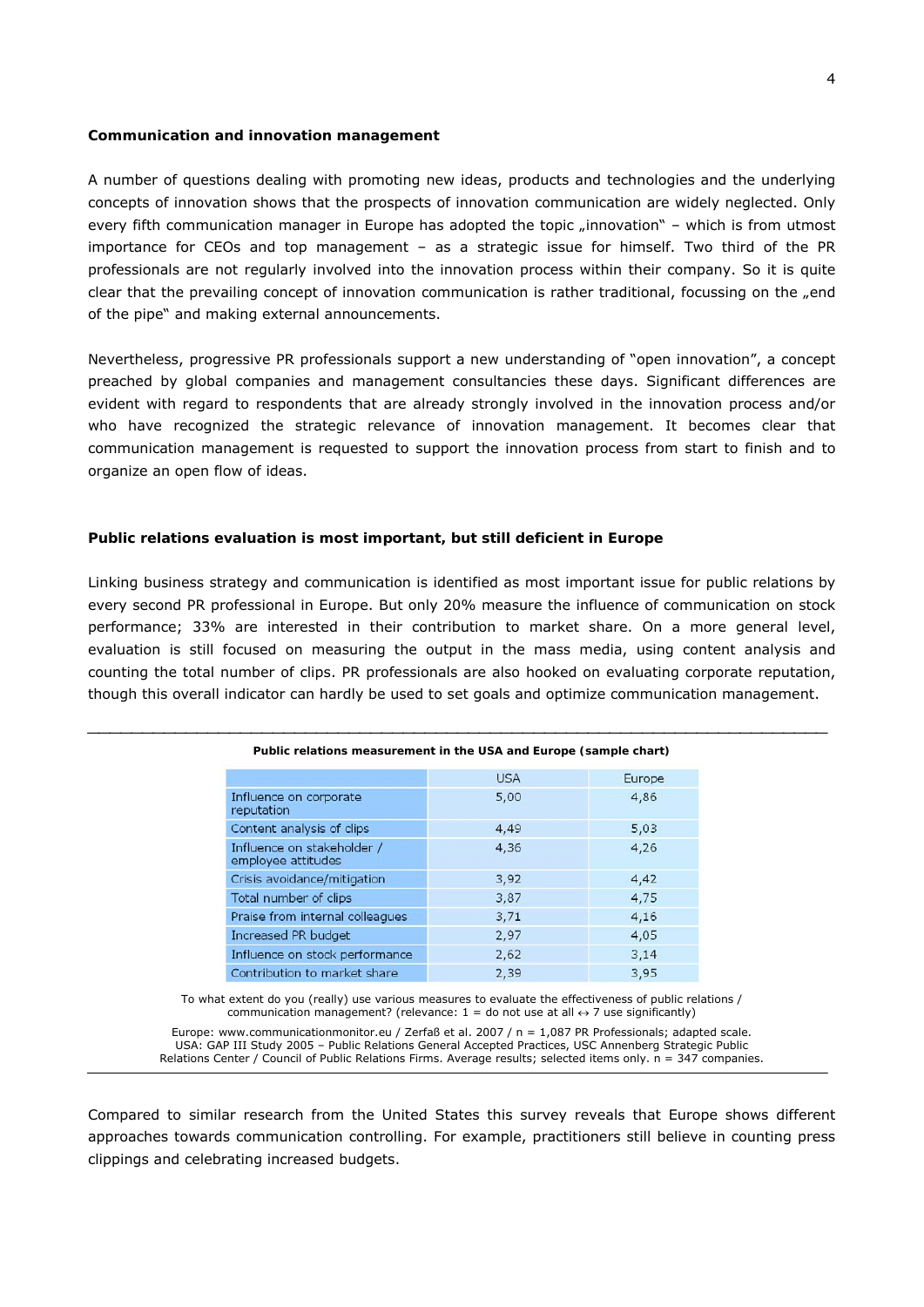**Communication and innovation management**

A number of questions dealing with promoting new ideas, products and technologies and the underlying concepts of innovation shows that the prospects of innovation communication are widely neglected. Only every fifth communication manager in Europe has adopted the topic „innovation" – which is from utmost importance for CEOs and top management – as a strategic issue for himself. Two third of the PR professionals are not regularly involved into the innovation process within their company. So it is quite clear that the prevailing concept of innovation communication is rather traditional, focussing on the „end of the pipe" and making external announcements.

Nevertheless, progressive PR professionals support a new understanding of "open innovation", a concept preached by global companies and management consultancies these days. Significant differences are evident with regard to respondents that are already strongly involved in the innovation process and/or who have recognized the strategic relevance of innovation management. It becomes clear that communication management is requested to support the innovation process from start to finish and to organize an open flow of ideas.

**Public relations evaluation is most important, but still deficient in Europe**

Linking business strategy and communication is identified as most important issue for public relations by every second PR professional in Europe. But only 20% measure the influence of communication on stock performance; 33% are interested in their contribution to market share. On a more general level, evaluation is still focused on measuring the output in the mass media, using content analysis and counting the total number of clips. PR professionals are also hooked on evaluating corporate reputation, though this overall indicator can hardly be used to set goals and optimize communication management.

**Public relations measurement in the USA and Europe (sample chart)**

| | USA | Europe |
|---|---|---|
| Influence on corporate reputation | 5,00 | 4,86 |
| Content analysis of clips | 4,49 | 5,03 |
| Influence on stakeholder / employee attitudes | 4,36 | 4,26 |
| Crisis avoidance/mitigation | 3,92 | 4,42 |
| Total number of clips | 3,87 | 4,75 |
| Praise from internal colleagues | 3,71 | 4,16 |
| Increased PR budget | 2,97 | 4,05 |
| Influence on stock performance | 2,62 | 3,14 |
| Contribution to market share | 2,39 | 3,95 |

To what extent do you (really) use various measures to evaluate the effectiveness of public relations / communication management? (relevance: 1 = do not use at all ↔ 7 use significantly)

Europe: www.communicationmonitor.eu / Zerfaß et al. 2007 / n = 1,087 PR Professionals; adapted scale.
USA: GAP III Study 2005 – Public Relations General Accepted Practices, USC Annenberg Strategic Public Relations Center / Council of Public Relations Firms. Average results; selected items only. n = 347 companies.

Compared to similar research from the United States this survey reveals that Europe shows different approaches towards communication controlling. For example, practitioners still believe in counting press clippings and celebrating increased budgets.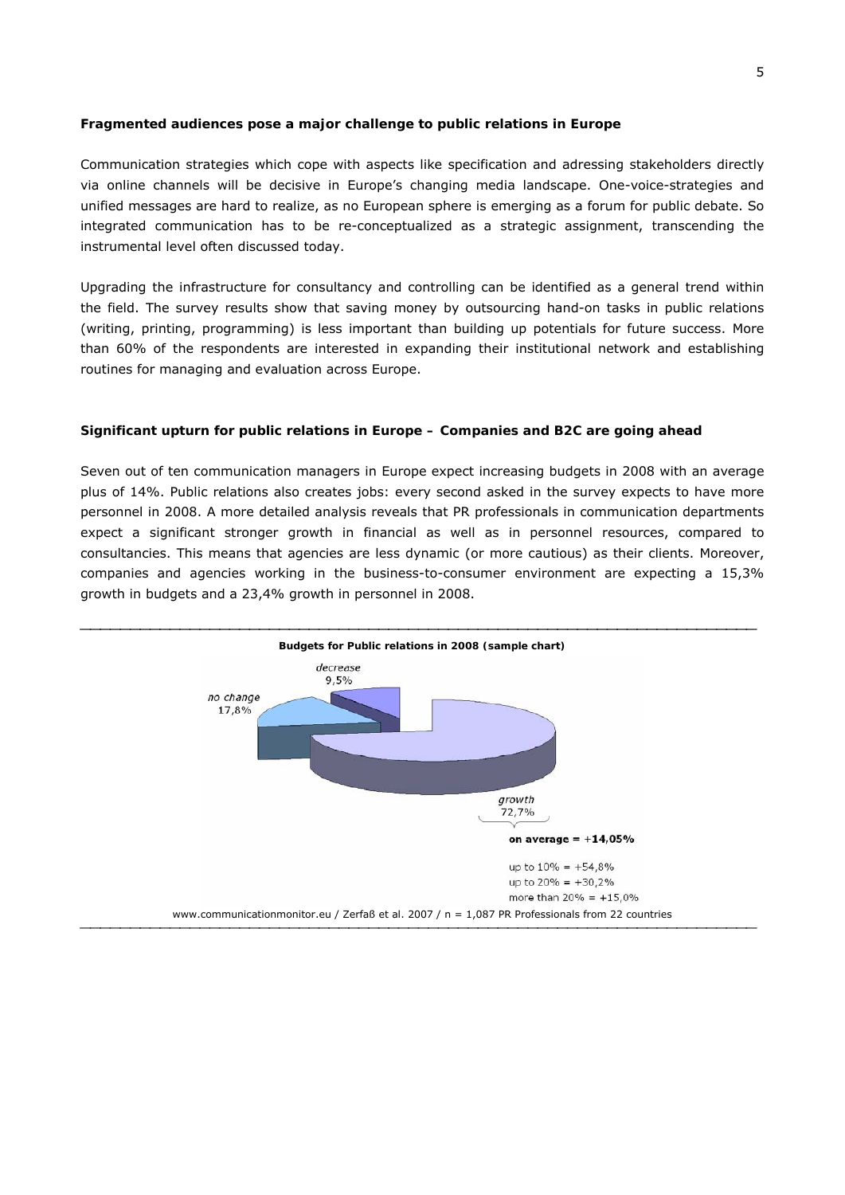**Fragmented audiences pose a major challenge to public relations in Europe**

Communication strategies which cope with aspects like specification and adressing stakeholders directly via online channels will be decisive in Europe's changing media landscape. One-voice-strategies and unified messages are hard to realize, as no European sphere is emerging as a forum for public debate. So integrated communication has to be re-conceptualized as a strategic assignment, transcending the instrumental level often discussed today.

Upgrading the infrastructure for consultancy and controlling can be identified as a general trend within the field. The survey results show that saving money by outsourcing hand-on tasks in public relations (writing, printing, programming) is less important than building up potentials for future success. More than 60% of the respondents are interested in expanding their institutional network and establishing routines for managing and evaluation across Europe.

**Significant upturn for public relations in Europe – Companies and B2C are going ahead**

Seven out of ten communication managers in Europe expect increasing budgets in 2008 with an average plus of 14%. Public relations also creates jobs: every second asked in the survey expects to have more personnel in 2008. A more detailed analysis reveals that PR professionals in communication departments expect a significant stronger growth in financial as well as in personnel resources, compared to consultancies. This means that agencies are less dynamic (or more cautious) as their clients. Moreover, companies and agencies working in the business-to-consumer environment are expecting a 15,3% growth in budgets and a 23,4% growth in personnel in 2008.

**Budgets for Public relations in 2008 (sample chart)**

*decrease* 9,5%

*no change* 17,8%

*growth* 72,7%

**on average = +14,05%**

up to 10% = +54,8%
up to 20% = +30,2%
more than 20% = +15,0%

www.communicationmonitor.eu / Zerfaß et al. 2007 / n = 1,087 PR Professionals from 22 countries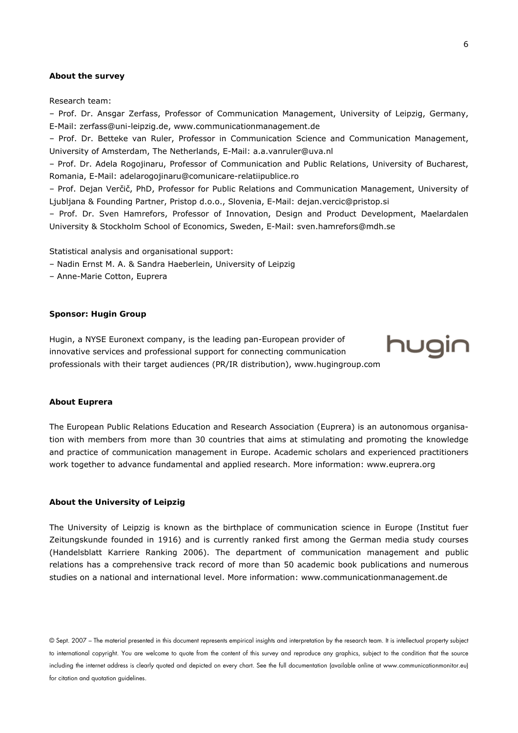**About the survey**

Research team:

– Prof. Dr. Ansgar Zerfass, Professor of Communication Management, University of Leipzig, Germany, E-Mail: zerfass@uni-leipzig.de, www.communicationmanagement.de

– Prof. Dr. Betteke van Ruler, Professor in Communication Science and Communication Management, University of Amsterdam, The Netherlands, E-Mail: a.a.vanruler@uva.nl

– Prof. Dr. Adela Rogojinaru, Professor of Communication and Public Relations, University of Bucharest, Romania, E-Mail: adelarogojinaru@comunicare-relatiipublice.ro

– Prof. Dejan Verčič, PhD, Professor for Public Relations and Communication Management, University of Ljubljana & Founding Partner, Pristop d.o.o., Slovenia, E-Mail: dejan.vercic@pristop.si

– Prof. Dr. Sven Hamrefors, Professor of Innovation, Design and Product Development, Maelardalen University & Stockholm School of Economics, Sweden, E-Mail: sven.hamrefors@mdh.se

Statistical analysis and organisational support:

– Nadin Ernst M. A. & Sandra Haeberlein, University of Leipzig

– Anne-Marie Cotton, Euprera

**Sponsor: Hugin Group**

Hugin, a NYSE Euronext company, is the leading pan-European provider of innovative services and professional support for connecting communication professionals with their target audiences (PR/IR distribution), www.hugingroup.com

hugin

**About Euprera**

The European Public Relations Education and Research Association (Euprera) is an autonomous organisation with members from more than 30 countries that aims at stimulating and promoting the knowledge and practice of communication management in Europe. Academic scholars and experienced practitioners work together to advance fundamental and applied research. More information: www.euprera.org

**About the University of Leipzig**

The University of Leipzig is known as the birthplace of communication science in Europe (Institut fuer Zeitungskunde founded in 1916) and is currently ranked first among the German media study courses (Handelsblatt Karriere Ranking 2006). The department of communication management and public relations has a comprehensive track record of more than 50 academic book publications and numerous studies on a national and international level. More information: www.communicationmanagement.de

© Sept. 2007 – The material presented in this document represents empirical insights and interpretation by the research team. It is intellectual property subject to international copyright. You are welcome to quote from the content of this survey and reproduce any graphics, subject to the condition that the source including the internet address is clearly quoted and depicted on every chart. See the full documentation (available online at www.communicationmonitor.eu) for citation and quotation guidelines.